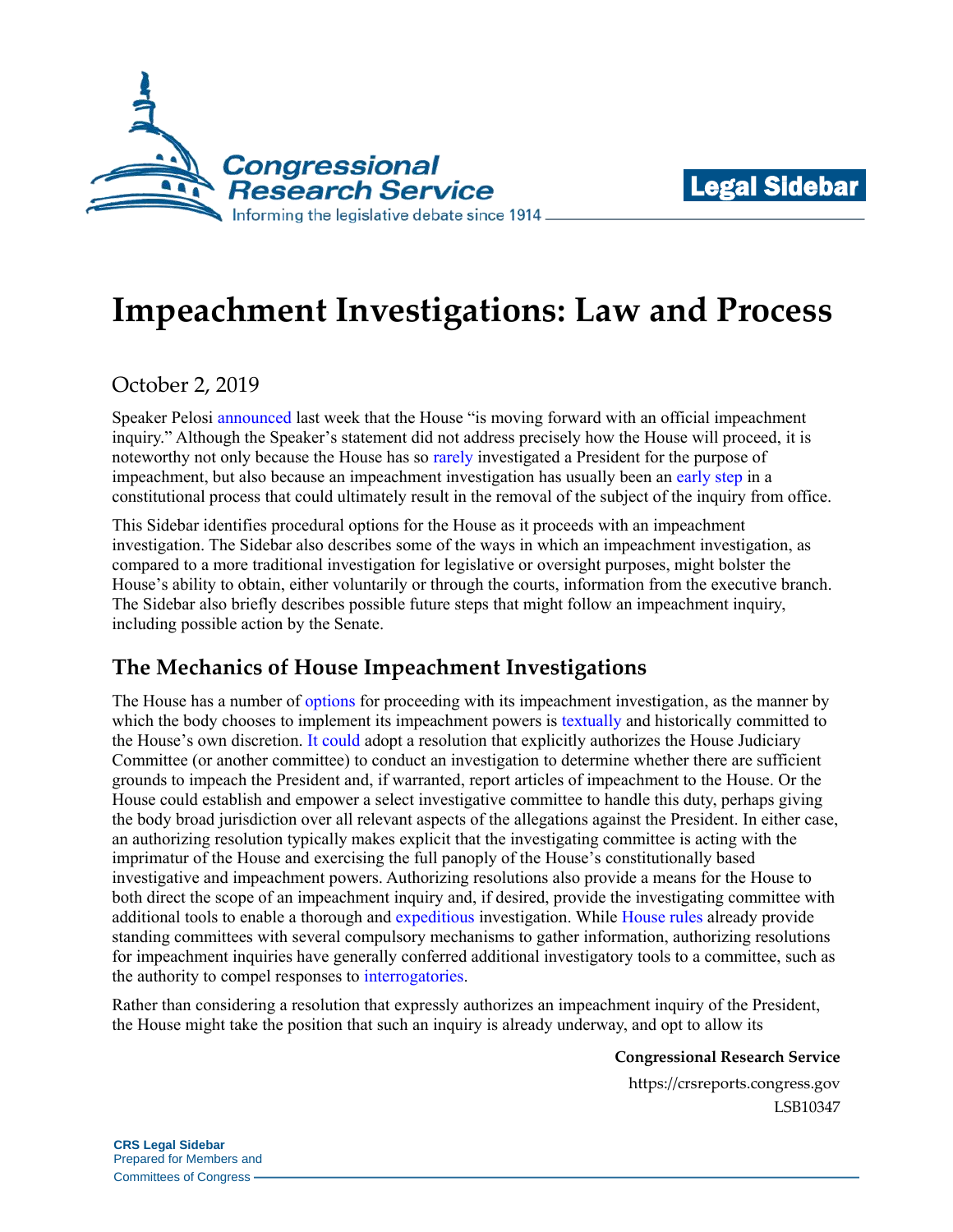# Impeachment Investigations: Law and Process

October 2, 2019

Speaker Pelosi announced last week that the House "is moving forward with an official impeachment inquiry." Although the Speaker's statement did not address precisely how the House will proceed, it is noteworthy not only because the House has so rarely investigated a President for the purpose of impeachment, but also because an impeachment investigation has usually been an early step in a constitutional process that could ultimately result in the removal of the subject of the inquiry from office.

This Sidebar identifies procedural options for the House as it proceeds with an impeachment investigation. The Sidebar also describes some of the ways in which an impeachment investigation, as compared to a more traditional investigation for legislative or oversight purposes, might bolster the House's ability to obtain, either voluntarily or through the courts, information from the executive branch. The Sidebar also briefly describes possible future steps that might follow an impeachment inquiry, including possible action by the Senate.

## The Mechanics of House Impeachment Investigations

The House has a number of options for proceeding with its impeachment investigation, as the manner by which the body chooses to implement its impeachment powers is textually and historically committed to the House's own discretion. It could adopt a resolution that explicitly authorizes the House Judiciary Committee (or another committee) to conduct an investigation to determine whether there are sufficient grounds to impeach the President and, if warranted, report articles of impeachment to the House. Or the House could establish and empower a select investigative committee to handle this duty, perhaps giving the body broad jurisdiction over all relevant aspects of the allegations against the President. In either case, an authorizing resolution typically makes explicit that the investigating committee is acting with the imprimatur of the House and exercising the full panoply of the House's constitutionally based investigative and impeachment powers. Authorizing resolutions also provide a means for the House to both direct the scope of an impeachment inquiry and, if desired, provide the investigating committee with additional tools to enable a thorough and expeditious investigation. While House rules already provide standing committees with several compulsory mechanisms to gather information, authorizing resolutions for impeachment inquiries have generally conferred additional investigatory tools to a committee, such as the authority to compel responses to interrogatories.

Rather than considering a resolution that expressly authorizes an impeachment inquiry of the President, the House might take the position that such an inquiry is already underway, and opt to allow its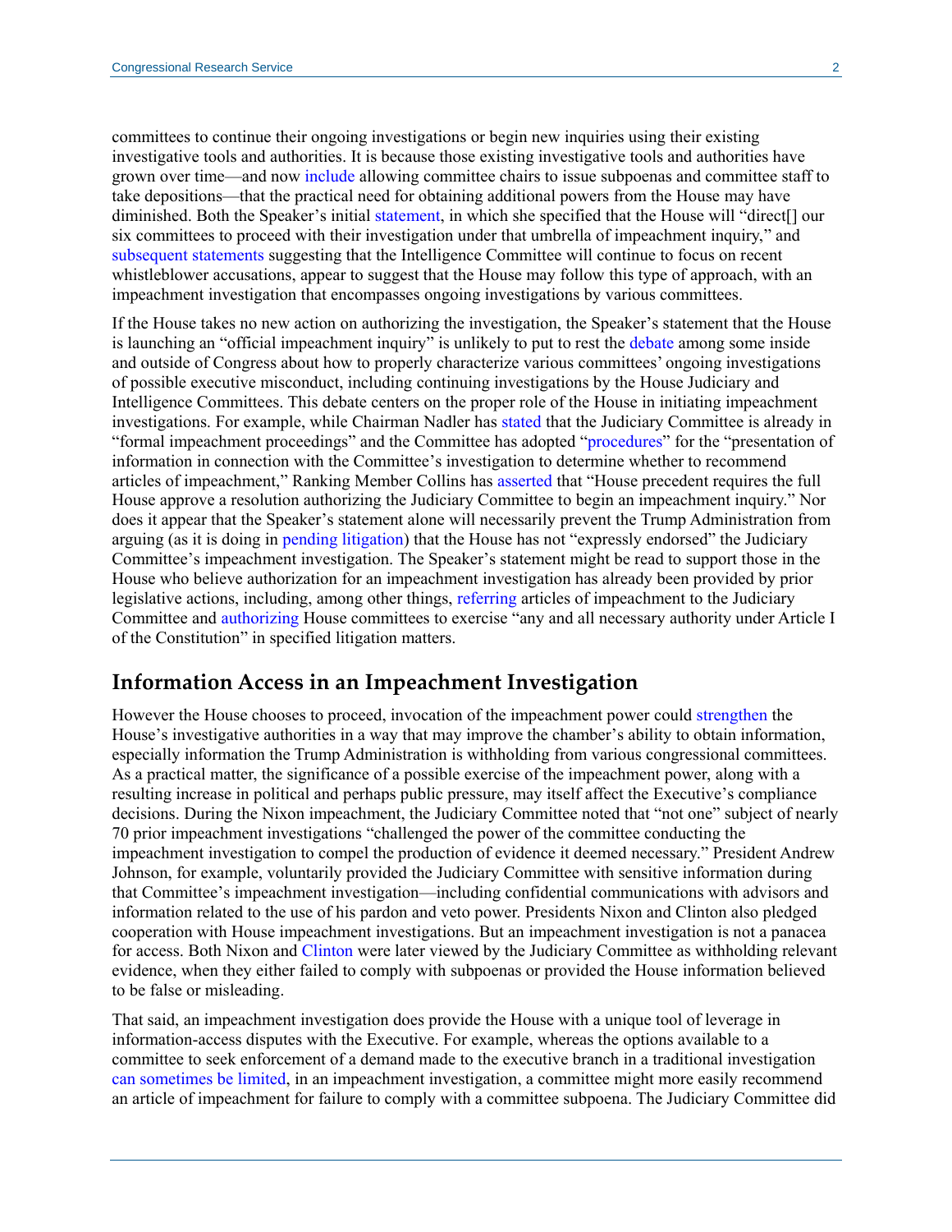committees to continue their ongoing investigations or begin new inquiries using their existing investigative tools and authorities. It is because those existing investigative tools and authorities have grown over time—and now include allowing committee chairs to issue subpoenas and committee staff to take depositions—that the practical need for obtaining additional powers from the House may have diminished. Both the Speaker's initial statement, in which she specified that the House will "direct[] our six committees to proceed with their investigation under that umbrella of impeachment inquiry," and subsequent statements suggesting that the Intelligence Committee will continue to focus on recent whistleblower accusations, appear to suggest that the House may follow this type of approach, with an impeachment investigation that encompasses ongoing investigations by various committees.

If the House takes no new action on authorizing the investigation, the Speaker's statement that the House is launching an "official impeachment inquiry" is unlikely to put to rest the debate among some inside and outside of Congress about how to properly characterize various committees' ongoing investigations of possible executive misconduct, including continuing investigations by the House Judiciary and Intelligence Committees. This debate centers on the proper role of the House in initiating impeachment investigations. For example, while Chairman Nadler has stated that the Judiciary Committee is already in "formal impeachment proceedings" and the Committee has adopted "procedures" for the "presentation of information in connection with the Committee's investigation to determine whether to recommend articles of impeachment," Ranking Member Collins has asserted that "House precedent requires the full House approve a resolution authorizing the Judiciary Committee to begin an impeachment inquiry." Nor does it appear that the Speaker's statement alone will necessarily prevent the Trump Administration from arguing (as it is doing in pending litigation) that the House has not "expressly endorsed" the Judiciary Committee's impeachment investigation. The Speaker's statement might be read to support those in the House who believe authorization for an impeachment investigation has already been provided by prior legislative actions, including, among other things, referring articles of impeachment to the Judiciary Committee and authorizing House committees to exercise "any and all necessary authority under Article I of the Constitution" in specified litigation matters.

## Information Access in an Impeachment Investigation

However the House chooses to proceed, invocation of the impeachment power could strengthen the House's investigative authorities in a way that may improve the chamber's ability to obtain information, especially information the Trump Administration is withholding from various congressional committees. As a practical matter, the significance of a possible exercise of the impeachment power, along with a resulting increase in political and perhaps public pressure, may itself affect the Executive's compliance decisions. During the Nixon impeachment, the Judiciary Committee noted that "not one" subject of nearly 70 prior impeachment investigations "challenged the power of the committee conducting the impeachment investigation to compel the production of evidence it deemed necessary." President Andrew Johnson, for example, voluntarily provided the Judiciary Committee with sensitive information during that Committee's impeachment investigation—including confidential communications with advisors and information related to the use of his pardon and veto power. Presidents Nixon and Clinton also pledged cooperation with House impeachment investigations. But an impeachment investigation is not a panacea for access. Both Nixon and Clinton were later viewed by the Judiciary Committee as withholding relevant evidence, when they either failed to comply with subpoenas or provided the House information believed to be false or misleading.

That said, an impeachment investigation does provide the House with a unique tool of leverage in information-access disputes with the Executive. For example, whereas the options available to a committee to seek enforcement of a demand made to the executive branch in a traditional investigation can sometimes be limited, in an impeachment investigation, a committee might more easily recommend an article of impeachment for failure to comply with a committee subpoena. The Judiciary Committee did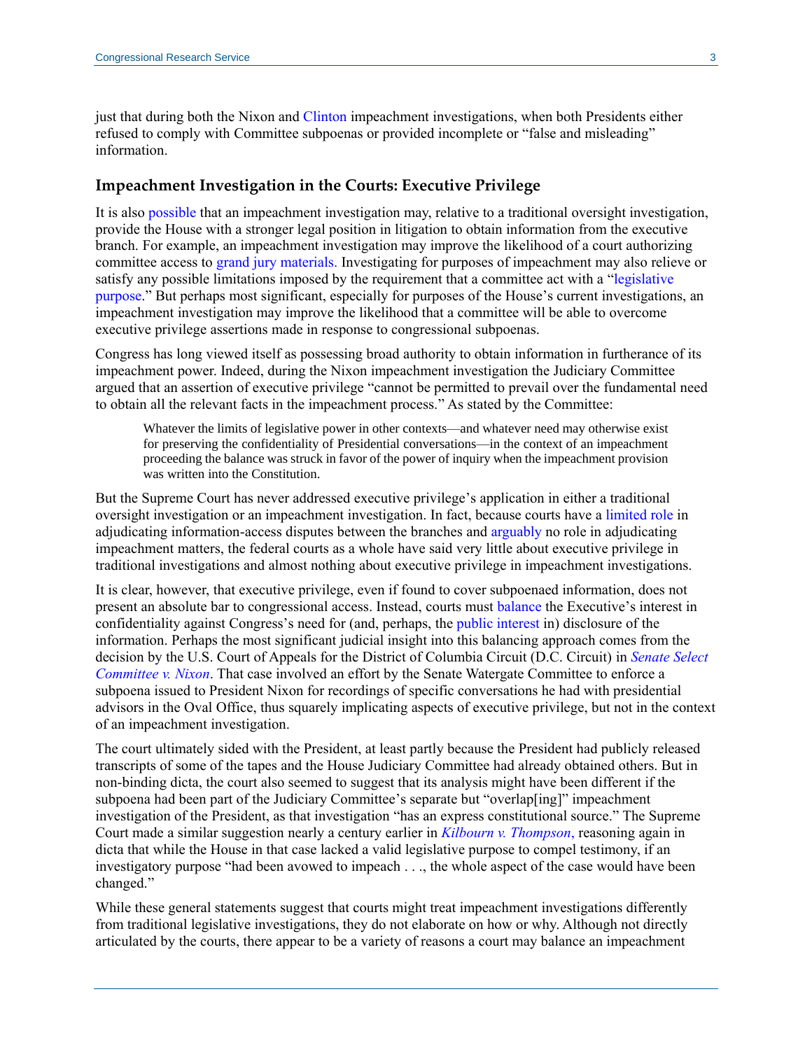just that during both the Nixon and Clinton impeachment investigations, when both Presidents either refused to comply with Committee subpoenas or provided incomplete or "false and misleading" information.

## Impeachment Investigation in the Courts: Executive Privilege

It is also possible that an impeachment investigation may, relative to a traditional oversight investigation, provide the House with a stronger legal position in litigation to obtain information from the executive branch. For example, an impeachment investigation may improve the likelihood of a court authorizing committee access to grand jury materials. Investigating for purposes of impeachment may also relieve or satisfy any possible limitations imposed by the requirement that a committee act with a "legislative purpose." But perhaps most significant, especially for purposes of the House's current investigations, an impeachment investigation may improve the likelihood that a committee will be able to overcome executive privilege assertions made in response to congressional subpoenas.

Congress has long viewed itself as possessing broad authority to obtain information in furtherance of its impeachment power. Indeed, during the Nixon impeachment investigation the Judiciary Committee argued that an assertion of executive privilege "cannot be permitted to prevail over the fundamental need to obtain all the relevant facts in the impeachment process." As stated by the Committee:

> Whatever the limits of legislative power in other contexts—and whatever need may otherwise exist for preserving the confidentiality of Presidential conversations—in the context of an impeachment proceeding the balance was struck in favor of the power of inquiry when the impeachment provision was written into the Constitution.

But the Supreme Court has never addressed executive privilege's application in either a traditional oversight investigation or an impeachment investigation. In fact, because courts have a limited role in adjudicating information-access disputes between the branches and arguably no role in adjudicating impeachment matters, the federal courts as a whole have said very little about executive privilege in traditional investigations and almost nothing about executive privilege in impeachment investigations.

It is clear, however, that executive privilege, even if found to cover subpoenaed information, does not present an absolute bar to congressional access. Instead, courts must balance the Executive's interest in confidentiality against Congress's need for (and, perhaps, the public interest in) disclosure of the information. Perhaps the most significant judicial insight into this balancing approach comes from the decision by the U.S. Court of Appeals for the District of Columbia Circuit (D.C. Circuit) in *Senate Select Committee v. Nixon*. That case involved an effort by the Senate Watergate Committee to enforce a subpoena issued to President Nixon for recordings of specific conversations he had with presidential advisors in the Oval Office, thus squarely implicating aspects of executive privilege, but not in the context of an impeachment investigation.

The court ultimately sided with the President, at least partly because the President had publicly released transcripts of some of the tapes and the House Judiciary Committee had already obtained others. But in non-binding dicta, the court also seemed to suggest that its analysis might have been different if the subpoena had been part of the Judiciary Committee's separate but "overlap[ing]" impeachment investigation of the President, as that investigation "has an express constitutional source." The Supreme Court made a similar suggestion nearly a century earlier in *Kilbourn v. Thompson*, reasoning again in dicta that while the House in that case lacked a valid legislative purpose to compel testimony, if an investigatory purpose "had been avowed to impeach . . ., the whole aspect of the case would have been changed."

While these general statements suggest that courts might treat impeachment investigations differently from traditional legislative investigations, they do not elaborate on how or why. Although not directly articulated by the courts, there appear to be a variety of reasons a court may balance an impeachment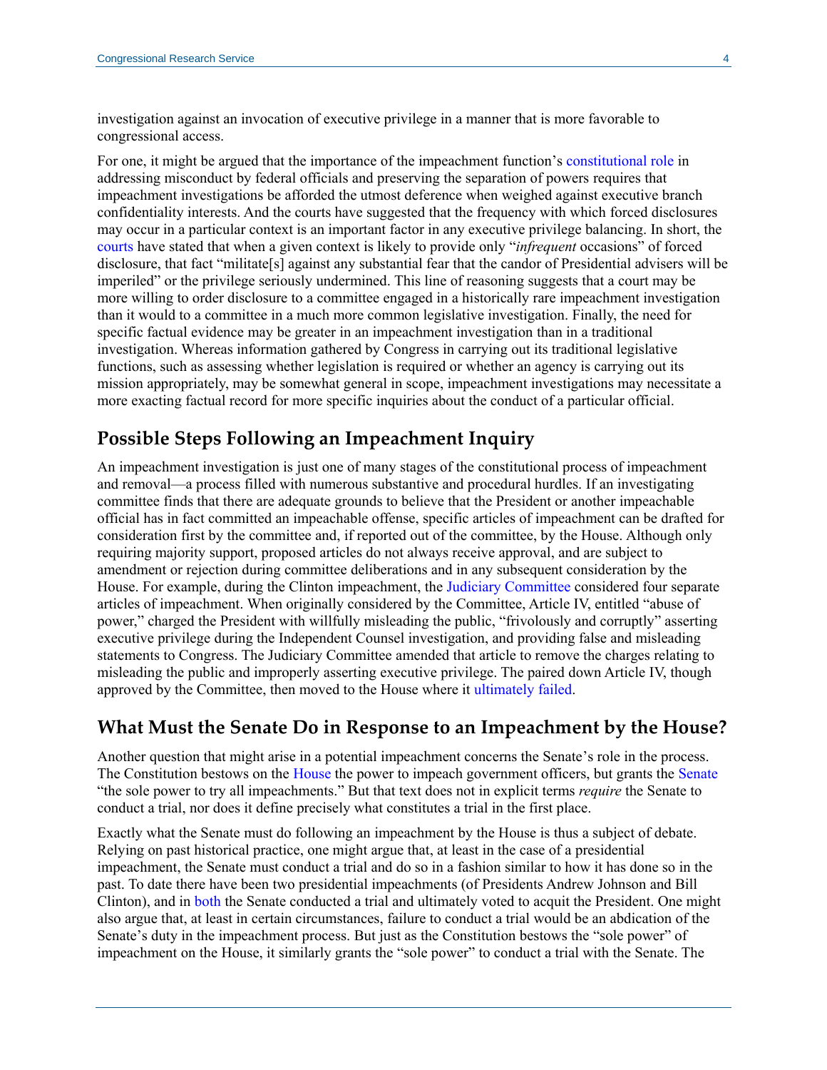investigation against an invocation of executive privilege in a manner that is more favorable to congressional access.

For one, it might be argued that the importance of the impeachment function's constitutional role in addressing misconduct by federal officials and preserving the separation of powers requires that impeachment investigations be afforded the utmost deference when weighed against executive branch confidentiality interests. And the courts have suggested that the frequency with which forced disclosures may occur in a particular context is an important factor in any executive privilege balancing. In short, the courts have stated that when a given context is likely to provide only "*infrequent* occasions" of forced disclosure, that fact "militate[s] against any substantial fear that the candor of Presidential advisers will be imperiled" or the privilege seriously undermined. This line of reasoning suggests that a court may be more willing to order disclosure to a committee engaged in a historically rare impeachment investigation than it would to a committee in a much more common legislative investigation. Finally, the need for specific factual evidence may be greater in an impeachment investigation than in a traditional investigation. Whereas information gathered by Congress in carrying out its traditional legislative functions, such as assessing whether legislation is required or whether an agency is carrying out its mission appropriately, may be somewhat general in scope, impeachment investigations may necessitate a more exacting factual record for more specific inquiries about the conduct of a particular official.

## Possible Steps Following an Impeachment Inquiry

An impeachment investigation is just one of many stages of the constitutional process of impeachment and removal—a process filled with numerous substantive and procedural hurdles. If an investigating committee finds that there are adequate grounds to believe that the President or another impeachable official has in fact committed an impeachable offense, specific articles of impeachment can be drafted for consideration first by the committee and, if reported out of the committee, by the House. Although only requiring majority support, proposed articles do not always receive approval, and are subject to amendment or rejection during committee deliberations and in any subsequent consideration by the House. For example, during the Clinton impeachment, the Judiciary Committee considered four separate articles of impeachment. When originally considered by the Committee, Article IV, entitled "abuse of power," charged the President with willfully misleading the public, "frivolously and corruptly" asserting executive privilege during the Independent Counsel investigation, and providing false and misleading statements to Congress. The Judiciary Committee amended that article to remove the charges relating to misleading the public and improperly asserting executive privilege. The paired down Article IV, though approved by the Committee, then moved to the House where it ultimately failed.

## What Must the Senate Do in Response to an Impeachment by the House?

Another question that might arise in a potential impeachment concerns the Senate's role in the process. The Constitution bestows on the House the power to impeach government officers, but grants the Senate "the sole power to try all impeachments." But that text does not in explicit terms *require* the Senate to conduct a trial, nor does it define precisely what constitutes a trial in the first place.

Exactly what the Senate must do following an impeachment by the House is thus a subject of debate. Relying on past historical practice, one might argue that, at least in the case of a presidential impeachment, the Senate must conduct a trial and do so in a fashion similar to how it has done so in the past. To date there have been two presidential impeachments (of Presidents Andrew Johnson and Bill Clinton), and in both the Senate conducted a trial and ultimately voted to acquit the President. One might also argue that, at least in certain circumstances, failure to conduct a trial would be an abdication of the Senate's duty in the impeachment process. But just as the Constitution bestows the "sole power" of impeachment on the House, it similarly grants the "sole power" to conduct a trial with the Senate. The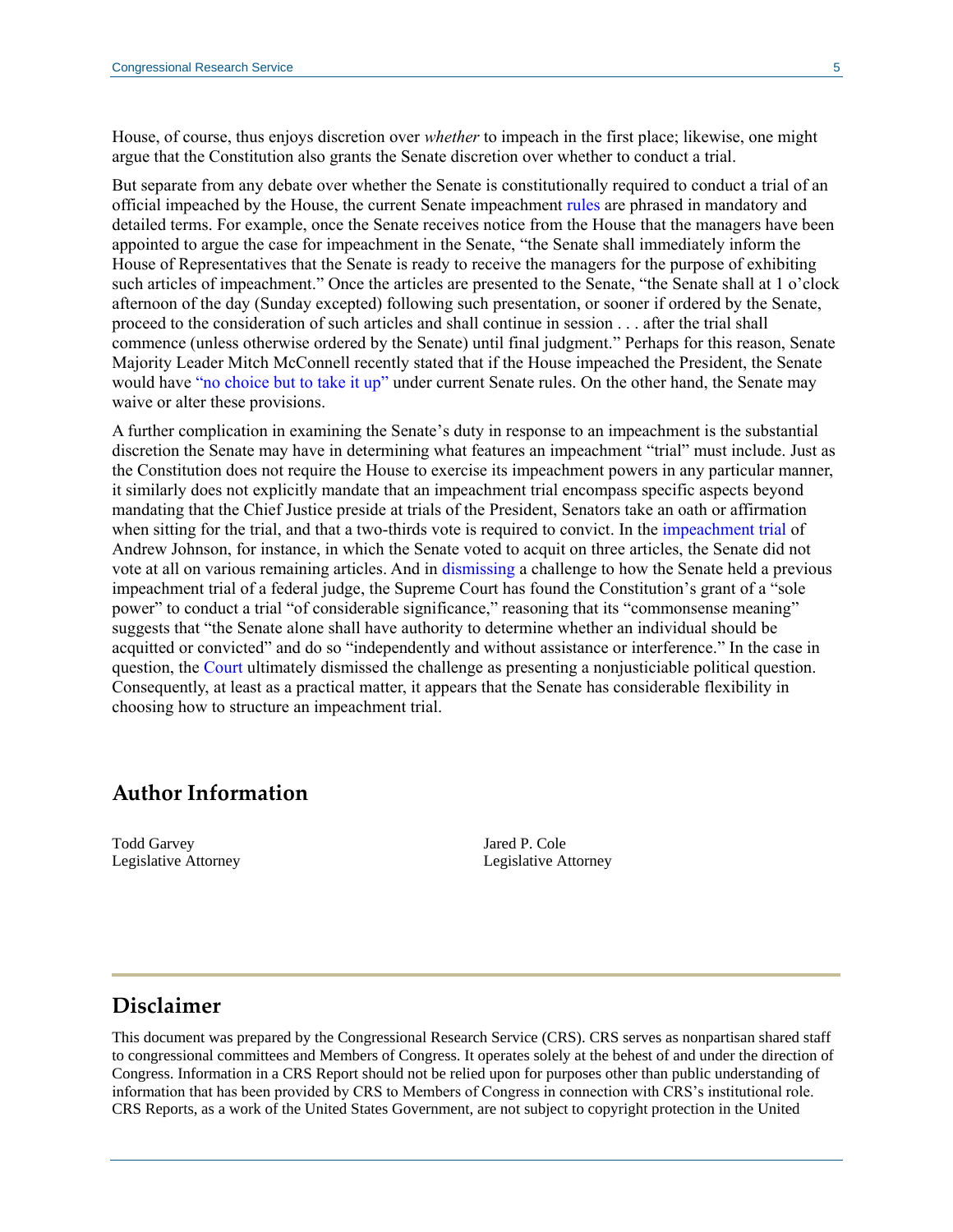House, of course, thus enjoys discretion over *whether* to impeach in the first place; likewise, one might argue that the Constitution also grants the Senate discretion over whether to conduct a trial.

But separate from any debate over whether the Senate is constitutionally required to conduct a trial of an official impeached by the House, the current Senate impeachment rules are phrased in mandatory and detailed terms. For example, once the Senate receives notice from the House that the managers have been appointed to argue the case for impeachment in the Senate, "the Senate shall immediately inform the House of Representatives that the Senate is ready to receive the managers for the purpose of exhibiting such articles of impeachment." Once the articles are presented to the Senate, "the Senate shall at 1 o'clock afternoon of the day (Sunday excepted) following such presentation, or sooner if ordered by the Senate, proceed to the consideration of such articles and shall continue in session . . . after the trial shall commence (unless otherwise ordered by the Senate) until final judgment." Perhaps for this reason, Senate Majority Leader Mitch McConnell recently stated that if the House impeached the President, the Senate would have "no choice but to take it up" under current Senate rules. On the other hand, the Senate may waive or alter these provisions.

A further complication in examining the Senate's duty in response to an impeachment is the substantial discretion the Senate may have in determining what features an impeachment "trial" must include. Just as the Constitution does not require the House to exercise its impeachment powers in any particular manner, it similarly does not explicitly mandate that an impeachment trial encompass specific aspects beyond mandating that the Chief Justice preside at trials of the President, Senators take an oath or affirmation when sitting for the trial, and that a two-thirds vote is required to convict. In the impeachment trial of Andrew Johnson, for instance, in which the Senate voted to acquit on three articles, the Senate did not vote at all on various remaining articles. And in dismissing a challenge to how the Senate held a previous impeachment trial of a federal judge, the Supreme Court has found the Constitution's grant of a "sole power" to conduct a trial "of considerable significance," reasoning that its "commonsense meaning" suggests that "the Senate alone shall have authority to determine whether an individual should be acquitted or convicted" and do so "independently and without assistance or interference." In the case in question, the Court ultimately dismissed the challenge as presenting a nonjusticiable political question. Consequently, at least as a practical matter, it appears that the Senate has considerable flexibility in choosing how to structure an impeachment trial.

## Author Information

Todd Garvey
Legislative Attorney

Jared P. Cole
Legislative Attorney

## Disclaimer

This document was prepared by the Congressional Research Service (CRS). CRS serves as nonpartisan shared staff to congressional committees and Members of Congress. It operates solely at the behest of and under the direction of Congress. Information in a CRS Report should not be relied upon for purposes other than public understanding of information that has been provided by CRS to Members of Congress in connection with CRS's institutional role. CRS Reports, as a work of the United States Government, are not subject to copyright protection in the United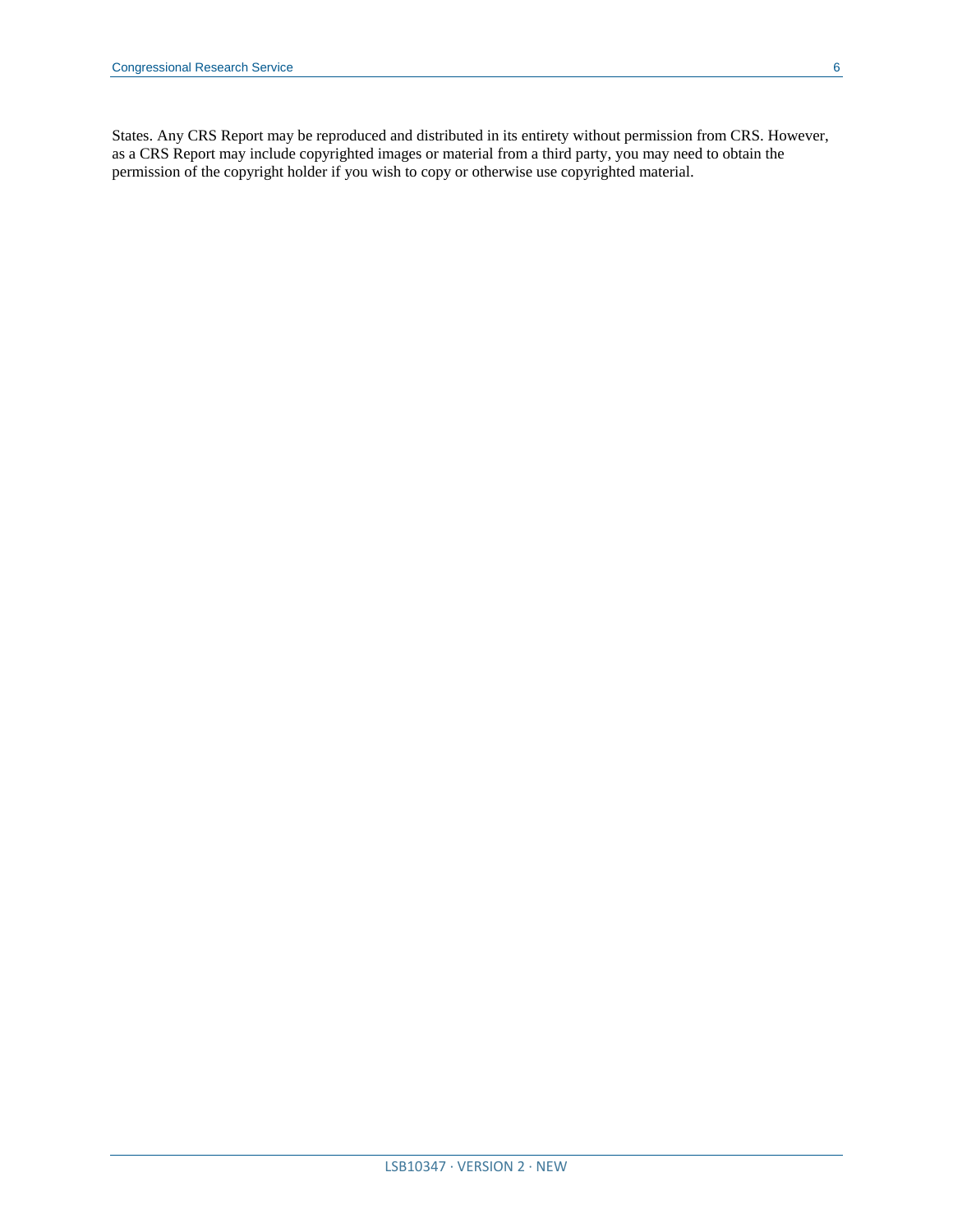States. Any CRS Report may be reproduced and distributed in its entirety without permission from CRS. However, as a CRS Report may include copyrighted images or material from a third party, you may need to obtain the permission of the copyright holder if you wish to copy or otherwise use copyrighted material.